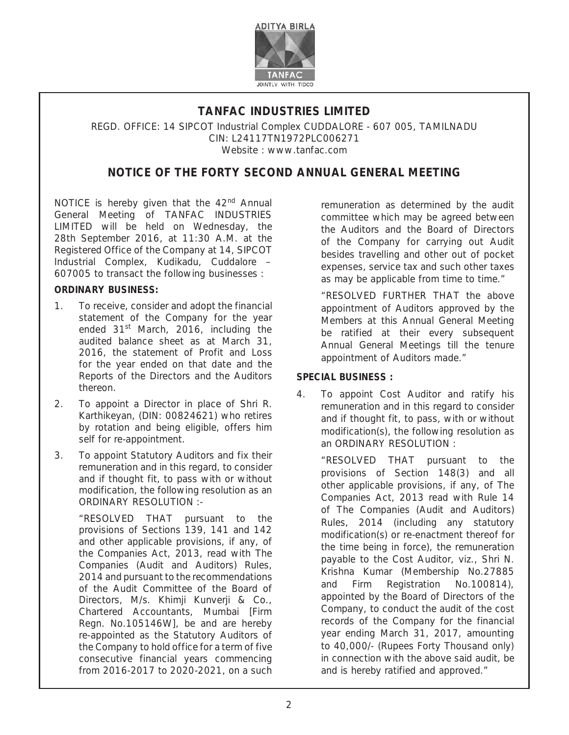# TANFAC INDUSTRIES LIMITED

REGD. OFFICE: 14 SIPCOT Industrial Complex CUDDALORE - 607 005, TAMILNADU
CIN: L24117TN1972PLC006271
Website : www.tanfac.com

## NOTICE OF THE FORTY SECOND ANNUAL GENERAL MEETING

NOTICE is hereby given that the 42nd Annual General Meeting of TANFAC INDUSTRIES LIMITED will be held on Wednesday, the 28th September 2016, at 11:30 A.M. at the Registered Office of the Company at 14, SIPCOT Industrial Complex, Kudikadu, Cuddalore – 607005 to transact the following businesses :

**ORDINARY BUSINESS:**

1. To receive, consider and adopt the financial statement of the Company for the year ended 31st March, 2016, including the audited balance sheet as at March 31, 2016, the statement of Profit and Loss for the year ended on that date and the Reports of the Directors and the Auditors thereon.

2. To appoint a Director in place of Shri R. Karthikeyan, (DIN: 00824621) who retires by rotation and being eligible, offers him self for re-appointment.

3. To appoint Statutory Auditors and fix their remuneration and in this regard, to consider and if thought fit, to pass with or without modification, the following resolution as an ORDINARY RESOLUTION :-

   "RESOLVED THAT pursuant to the provisions of Sections 139, 141 and 142 and other applicable provisions, if any, of the Companies Act, 2013, read with The Companies (Audit and Auditors) Rules, 2014 and pursuant to the recommendations of the Audit Committee of the Board of Directors, M/s. Khimji Kunverji & Co., Chartered Accountants, Mumbai [Firm Regn. No.105146W], be and are hereby re-appointed as the Statutory Auditors of the Company to hold office for a term of five consecutive financial years commencing from 2016-2017 to 2020-2021, on a such remuneration as determined by the audit committee which may be agreed between the Auditors and the Board of Directors of the Company for carrying out Audit besides travelling and other out of pocket expenses, service tax and such other taxes as may be applicable from time to time."

   "RESOLVED FURTHER THAT the above appointment of Auditors approved by the Members at this Annual General Meeting be ratified at their every subsequent Annual General Meetings till the tenure appointment of Auditors made."

**SPECIAL BUSINESS :**

4. To appoint Cost Auditor and ratify his remuneration and in this regard to consider and if thought fit, to pass, with or without modification(s), the following resolution as an ORDINARY RESOLUTION :

   "RESOLVED THAT pursuant to the provisions of Section 148(3) and all other applicable provisions, if any, of The Companies Act, 2013 read with Rule 14 of The Companies (Audit and Auditors) Rules, 2014 (including any statutory modification(s) or re-enactment thereof for the time being in force), the remuneration payable to the Cost Auditor, viz., Shri N. Krishna Kumar (Membership No.27885 and Firm Registration No.100814), appointed by the Board of Directors of the Company, to conduct the audit of the cost records of the Company for the financial year ending March 31, 2017, amounting to 40,000/- (Rupees Forty Thousand only) in connection with the above said audit, be and is hereby ratified and approved."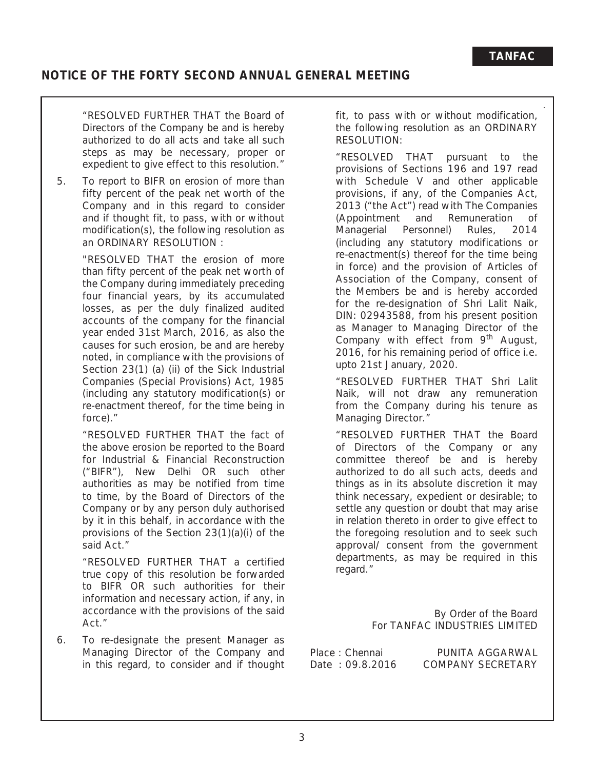## NOTICE OF THE FORTY SECOND ANNUAL GENERAL MEETING

"RESOLVED FURTHER THAT the Board of Directors of the Company be and is hereby authorized to do all acts and take all such steps as may be necessary, proper or expedient to give effect to this resolution."

5. To report to BIFR on erosion of more than fifty percent of the peak net worth of the Company and in this regard to consider and if thought fit, to pass, with or without modification(s), the following resolution as an ORDINARY RESOLUTION :

   "RESOLVED THAT the erosion of more than fifty percent of the peak net worth of the Company during immediately preceding four financial years, by its accumulated losses, as per the duly finalized audited accounts of the company for the financial year ended 31st March, 2016, as also the causes for such erosion, be and are hereby noted, in compliance with the provisions of Section 23(1) (a) (ii) of the Sick Industrial Companies (Special Provisions) Act, 1985 (including any statutory modification(s) or re-enactment thereof, for the time being in force)."

   "RESOLVED FURTHER THAT the fact of the above erosion be reported to the Board for Industrial & Financial Reconstruction ("BIFR"), New Delhi OR such other authorities as may be notified from time to time, by the Board of Directors of the Company or by any person duly authorised by it in this behalf, in accordance with the provisions of the Section 23(1)(a)(i) of the said Act."

   "RESOLVED FURTHER THAT a certified true copy of this resolution be forwarded to BIFR OR such authorities for their information and necessary action, if any, in accordance with the provisions of the said Act."

6. To re-designate the present Manager as Managing Director of the Company and in this regard, to consider and if thought fit, to pass with or without modification, the following resolution as an ORDINARY RESOLUTION:

   "RESOLVED THAT pursuant to the provisions of Sections 196 and 197 read with Schedule V and other applicable provisions, if any, of the Companies Act, 2013 ("the Act") read with The Companies (Appointment and Remuneration of Managerial Personnel) Rules, 2014 (including any statutory modifications or re-enactment(s) thereof for the time being in force) and the provision of Articles of Association of the Company, consent of the Members be and is hereby accorded for the re-designation of Shri Lalit Naik, DIN: 02943588, from his present position as Manager to Managing Director of the Company with effect from 9th August, 2016, for his remaining period of office i.e. upto 21st January, 2020.

   "RESOLVED FURTHER THAT Shri Lalit Naik, will not draw any remuneration from the Company during his tenure as Managing Director."

   "RESOLVED FURTHER THAT the Board of Directors of the Company or any committee thereof be and is hereby authorized to do all such acts, deeds and things as in its absolute discretion it may think necessary, expedient or desirable; to settle any question or doubt that may arise in relation thereto in order to give effect to the foregoing resolution and to seek such approval/ consent from the government departments, as may be required in this regard."

By Order of the Board
For TANFAC INDUSTRIES LIMITED

Place : Chennai
Date : 09.8.2016

PUNITA AGGARWAL
COMPANY SECRETARY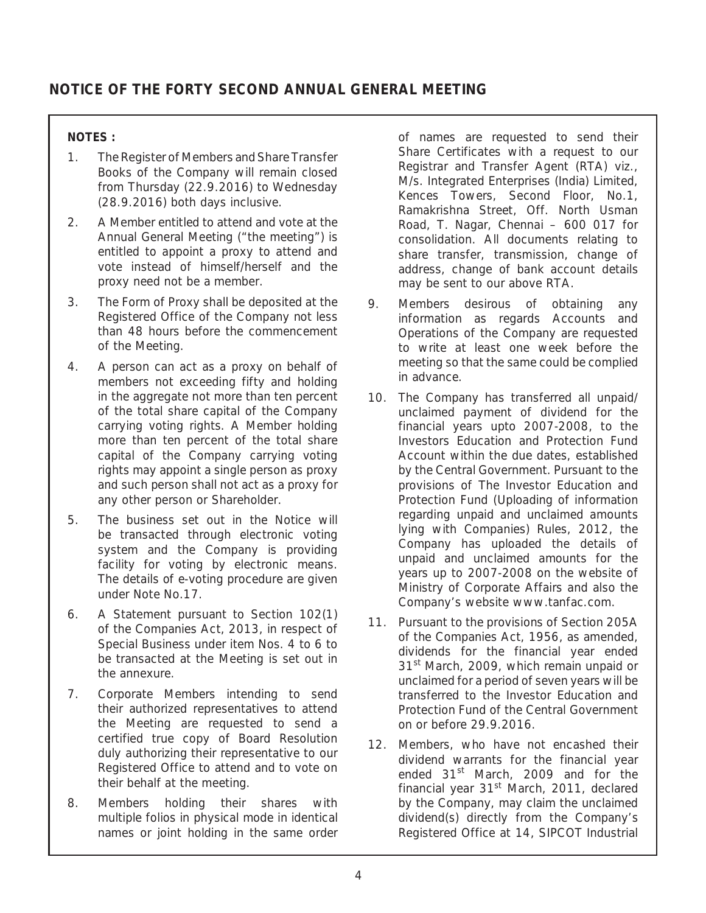## NOTICE OF THE FORTY SECOND ANNUAL GENERAL MEETING

**NOTES :**

1. The Register of Members and Share Transfer Books of the Company will remain closed from Thursday (22.9.2016) to Wednesday (28.9.2016) both days inclusive.

2. A Member entitled to attend and vote at the Annual General Meeting ("the meeting") is entitled to appoint a proxy to attend and vote instead of himself/herself and the proxy need not be a member.

3. The Form of Proxy shall be deposited at the Registered Office of the Company not less than 48 hours before the commencement of the Meeting.

4. A person can act as a proxy on behalf of members not exceeding fifty and holding in the aggregate not more than ten percent of the total share capital of the Company carrying voting rights. A Member holding more than ten percent of the total share capital of the Company carrying voting rights may appoint a single person as proxy and such person shall not act as a proxy for any other person or Shareholder.

5. The business set out in the Notice will be transacted through electronic voting system and the Company is providing facility for voting by electronic means. The details of e-voting procedure are given under Note No.17.

6. A Statement pursuant to Section 102(1) of the Companies Act, 2013, in respect of Special Business under item Nos. 4 to 6 to be transacted at the Meeting is set out in the annexure.

7. Corporate Members intending to send their authorized representatives to attend the Meeting are requested to send a certified true copy of Board Resolution duly authorizing their representative to our Registered Office to attend and to vote on their behalf at the meeting.

8. Members holding their shares with multiple folios in physical mode in identical names or joint holding in the same order of names are requested to send their Share Certificates with a request to our Registrar and Transfer Agent (RTA) viz., M/s. Integrated Enterprises (India) Limited, Kences Towers, Second Floor, No.1, Ramakrishna Street, Off. North Usman Road, T. Nagar, Chennai – 600 017 for consolidation. All documents relating to share transfer, transmission, change of address, change of bank account details may be sent to our above RTA.

9. Members desirous of obtaining any information as regards Accounts and Operations of the Company are requested to write at least one week before the meeting so that the same could be complied in advance.

10. The Company has transferred all unpaid/ unclaimed payment of dividend for the financial years upto 2007-2008, to the Investors Education and Protection Fund Account within the due dates, established by the Central Government. Pursuant to the provisions of The Investor Education and Protection Fund (Uploading of information regarding unpaid and unclaimed amounts lying with Companies) Rules, 2012, the Company has uploaded the details of unpaid and unclaimed amounts for the years up to 2007-2008 on the website of Ministry of Corporate Affairs and also the Company's website www.tanfac.com.

11. Pursuant to the provisions of Section 205A of the Companies Act, 1956, as amended, dividends for the financial year ended 31st March, 2009, which remain unpaid or unclaimed for a period of seven years will be transferred to the Investor Education and Protection Fund of the Central Government on or before 29.9.2016.

12. Members, who have not encashed their dividend warrants for the financial year ended 31st March, 2009 and for the financial year 31st March, 2011, declared by the Company, may claim the unclaimed dividend(s) directly from the Company's Registered Office at 14, SIPCOT Industrial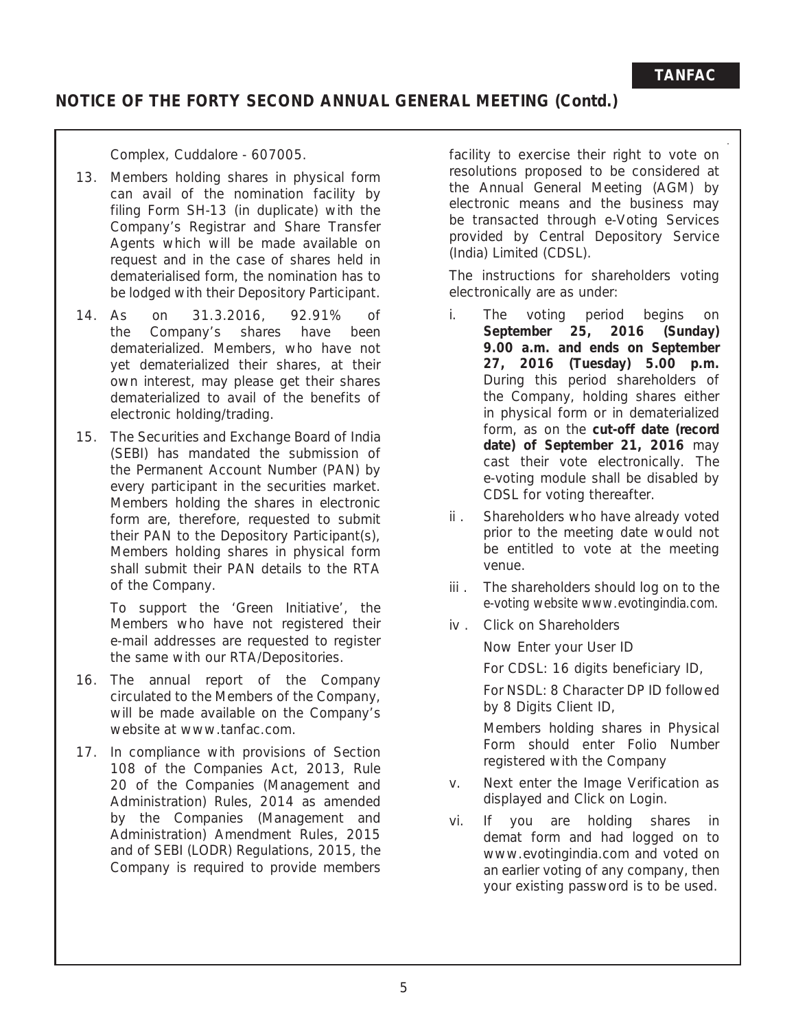## NOTICE OF THE FORTY SECOND ANNUAL GENERAL MEETING (Contd.)

Complex, Cuddalore - 607005.

13. Members holding shares in physical form can avail of the nomination facility by filing Form SH-13 (in duplicate) with the Company's Registrar and Share Transfer Agents which will be made available on request and in the case of shares held in dematerialised form, the nomination has to be lodged with their Depository Participant.

14. As on 31.3.2016, 92.91% of the Company's shares have been dematerialized. Members, who have not yet dematerialized their shares, at their own interest, may please get their shares dematerialized to avail of the benefits of electronic holding/trading.

15. The Securities and Exchange Board of India (SEBI) has mandated the submission of the Permanent Account Number (PAN) by every participant in the securities market. Members holding the shares in electronic form are, therefore, requested to submit their PAN to the Depository Participant(s), Members holding shares in physical form shall submit their PAN details to the RTA of the Company.

    To support the 'Green Initiative', the Members who have not registered their e-mail addresses are requested to register the same with our RTA/Depositories.

16. The annual report of the Company circulated to the Members of the Company, will be made available on the Company's website at www.tanfac.com.

17. In compliance with provisions of Section 108 of the Companies Act, 2013, Rule 20 of the Companies (Management and Administration) Rules, 2014 as amended by the Companies (Management and Administration) Amendment Rules, 2015 and of SEBI (LODR) Regulations, 2015, the Company is required to provide members facility to exercise their right to vote on resolutions proposed to be considered at the Annual General Meeting (AGM) by electronic means and the business may be transacted through e-Voting Services provided by Central Depository Service (India) Limited (CDSL).

    The instructions for shareholders voting electronically are as under:

    i. The voting period begins on **September 25, 2016 (Sunday) 9.00 a.m. and ends on September 27, 2016 (Tuesday) 5.00 p.m.** During this period shareholders of the Company, holding shares either in physical form or in dematerialized form, as on the **cut-off date (record date) of September 21, 2016** may cast their vote electronically. The e-voting module shall be disabled by CDSL for voting thereafter.

    ii. Shareholders who have already voted prior to the meeting date would not be entitled to vote at the meeting venue.

    iii. The shareholders should log on to the e-voting website www.evotingindia.com.

    iv. Click on Shareholders

        Now Enter your User ID

        For CDSL: 16 digits beneficiary ID,

        For NSDL: 8 Character DP ID followed by 8 Digits Client ID,

        Members holding shares in Physical Form should enter Folio Number registered with the Company

    v. Next enter the Image Verification as displayed and Click on Login.

    vi. If you are holding shares in demat form and had logged on to www.evotingindia.com and voted on an earlier voting of any company, then your existing password is to be used.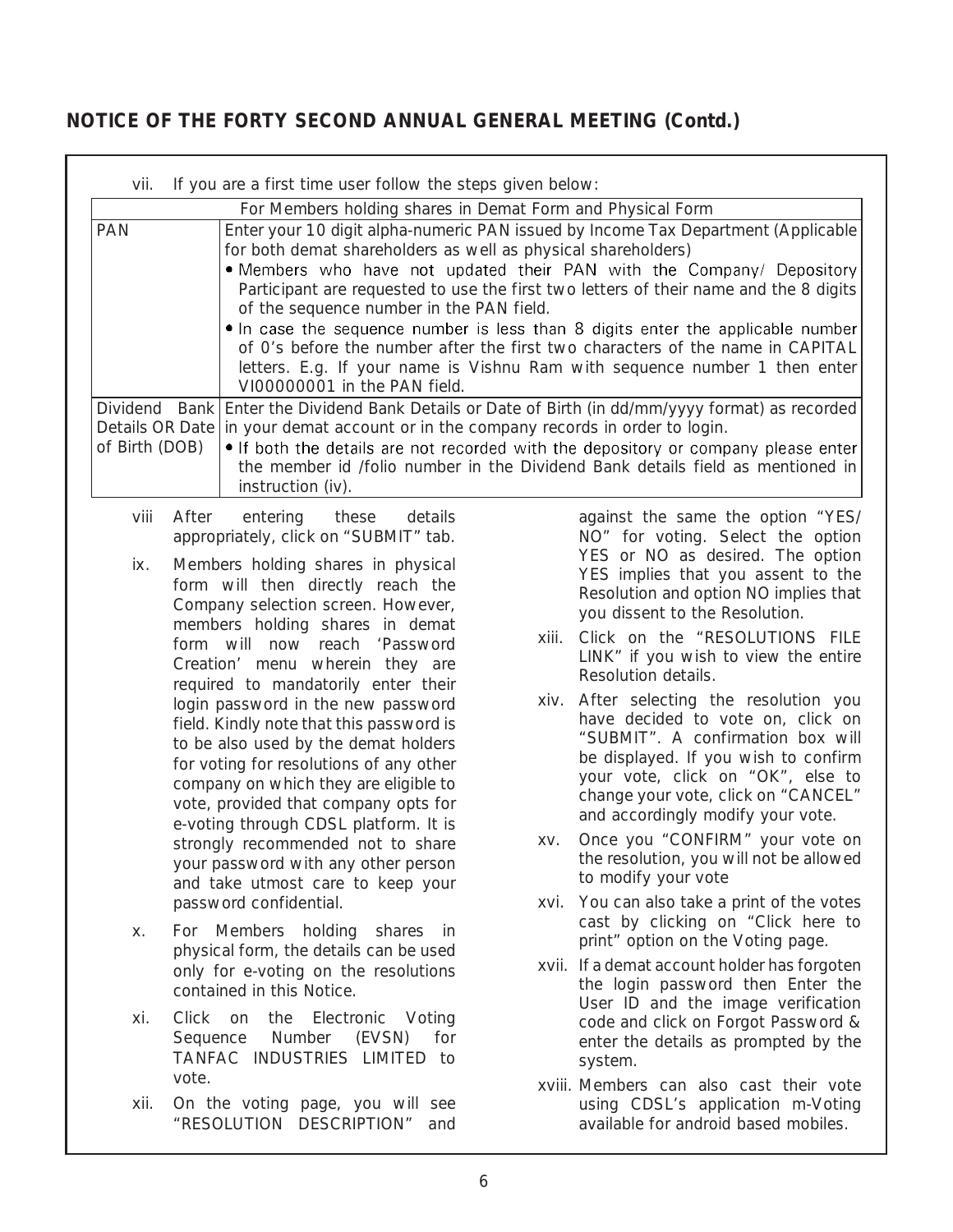## NOTICE OF THE FORTY SECOND ANNUAL GENERAL MEETING (Contd.)

vii. If you are a first time user follow the steps given below:

| For Members holding shares in Demat Form and Physical Form | |
|---|---|
| PAN | Enter your 10 digit alpha-numeric PAN issued by Income Tax Department (Applicable for both demat shareholders as well as physical shareholders)<br>• Members who have not updated their PAN with the Company/ Depository Participant are requested to use the first two letters of their name and the 8 digits of the sequence number in the PAN field.<br>• In case the sequence number is less than 8 digits enter the applicable number of 0's before the number after the first two characters of the name in CAPITAL letters. E.g. If your name is Vishnu Ram with sequence number 1 then enter VI00000001 in the PAN field. |
| Dividend Bank Details OR Date of Birth (DOB) | Enter the Dividend Bank Details or Date of Birth (in dd/mm/yyyy format) as recorded in your demat account or in the company records in order to login.<br>• If both the details are not recorded with the depository or company please enter the member id /folio number in the Dividend Bank details field as mentioned in instruction (iv). |

viii After entering these details appropriately, click on "SUBMIT" tab.

ix. Members holding shares in physical form will then directly reach the Company selection screen. However, members holding shares in demat form will now reach 'Password Creation' menu wherein they are required to mandatorily enter their login password in the new password field. Kindly note that this password is to be also used by the demat holders for voting for resolutions of any other company on which they are eligible to vote, provided that company opts for e-voting through CDSL platform. It is strongly recommended not to share your password with any other person and take utmost care to keep your password confidential.

x. For Members holding shares in physical form, the details can be used only for e-voting on the resolutions contained in this Notice.

xi. Click on the Electronic Voting Sequence Number (EVSN) for TANFAC INDUSTRIES LIMITED to vote.

xii. On the voting page, you will see "RESOLUTION DESCRIPTION" and against the same the option "YES/ NO" for voting. Select the option YES or NO as desired. The option YES implies that you assent to the Resolution and option NO implies that you dissent to the Resolution.

xiii. Click on the "RESOLUTIONS FILE LINK" if you wish to view the entire Resolution details.

xiv. After selecting the resolution you have decided to vote on, click on "SUBMIT". A confirmation box will be displayed. If you wish to confirm your vote, click on "OK", else to change your vote, click on "CANCEL" and accordingly modify your vote.

xv. Once you "CONFIRM" your vote on the resolution, you will not be allowed to modify your vote

xvi. You can also take a print of the votes cast by clicking on "Click here to print" option on the Voting page.

xvii. If a demat account holder has forgoten the login password then Enter the User ID and the image verification code and click on Forgot Password & enter the details as prompted by the system.

xviii. Members can also cast their vote using CDSL's application m-Voting available for android based mobiles.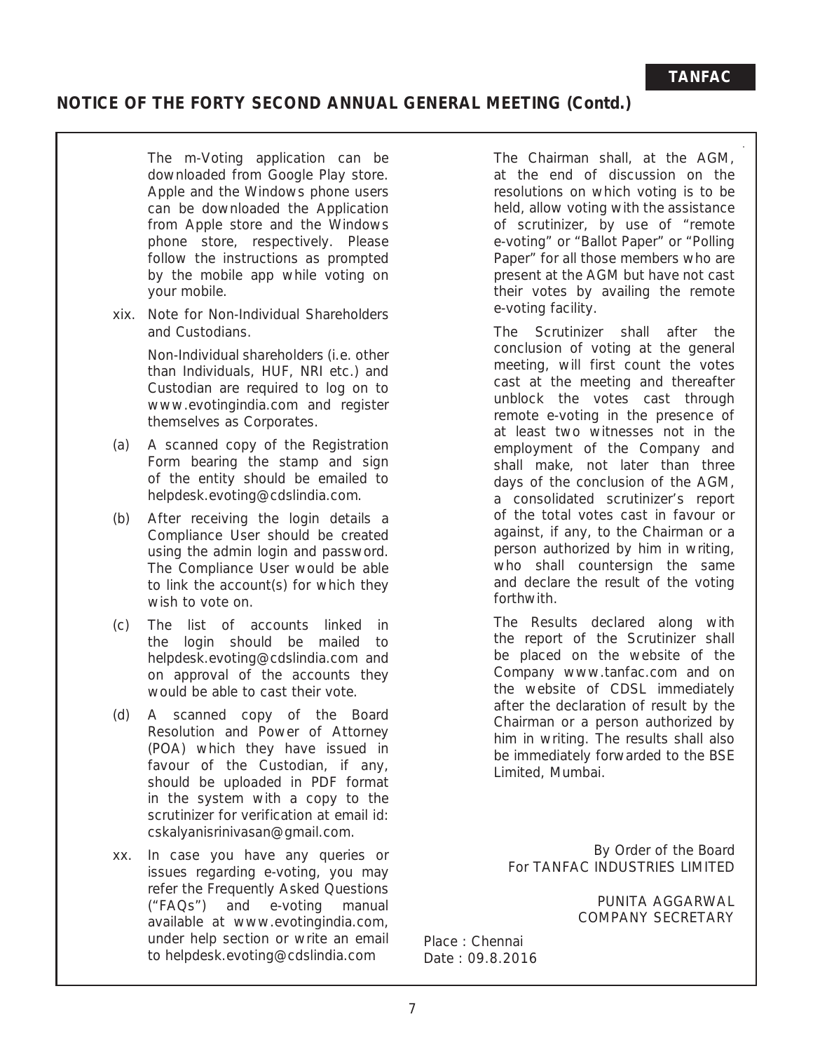## NOTICE OF THE FORTY SECOND ANNUAL GENERAL MEETING (Contd.)

The m-Voting application can be downloaded from Google Play store. Apple and the Windows phone users can be downloaded the Application from Apple store and the Windows phone store, respectively. Please follow the instructions as prompted by the mobile app while voting on your mobile.

xix. Note for Non-Individual Shareholders and Custodians.

Non-Individual shareholders (i.e. other than Individuals, HUF, NRI etc.) and Custodian are required to log on to www.evotingindia.com and register themselves as Corporates.

(a) A scanned copy of the Registration Form bearing the stamp and sign of the entity should be emailed to helpdesk.evoting@cdslindia.com.

(b) After receiving the login details a Compliance User should be created using the admin login and password. The Compliance User would be able to link the account(s) for which they wish to vote on.

(c) The list of accounts linked in the login should be mailed to helpdesk.evoting@cdslindia.com and on approval of the accounts they would be able to cast their vote.

(d) A scanned copy of the Board Resolution and Power of Attorney (POA) which they have issued in favour of the Custodian, if any, should be uploaded in PDF format in the system with a copy to the scrutinizer for verification at email id: cskalyanisrinivasan@gmail.com.

xx. In case you have any queries or issues regarding e-voting, you may refer the Frequently Asked Questions ("FAQs") and e-voting manual available at www.evotingindia.com, under help section or write an email to helpdesk.evoting@cdslindia.com

The Chairman shall, at the AGM, at the end of discussion on the resolutions on which voting is to be held, allow voting with the assistance of scrutinizer, by use of "remote e-voting" or "Ballot Paper" or "Polling Paper" for all those members who are present at the AGM but have not cast their votes by availing the remote e-voting facility.

The Scrutinizer shall after the conclusion of voting at the general meeting, will first count the votes cast at the meeting and thereafter unblock the votes cast through remote e-voting in the presence of at least two witnesses not in the employment of the Company and shall make, not later than three days of the conclusion of the AGM, a consolidated scrutinizer's report of the total votes cast in favour or against, if any, to the Chairman or a person authorized by him in writing, who shall countersign the same and declare the result of the voting forthwith.

The Results declared along with the report of the Scrutinizer shall be placed on the website of the Company www.tanfac.com and on the website of CDSL immediately after the declaration of result by the Chairman or a person authorized by him in writing. The results shall also be immediately forwarded to the BSE Limited, Mumbai.

By Order of the Board
For TANFAC INDUSTRIES LIMITED

PUNITA AGGARWAL
COMPANY SECRETARY

Place : Chennai
Date : 09.8.2016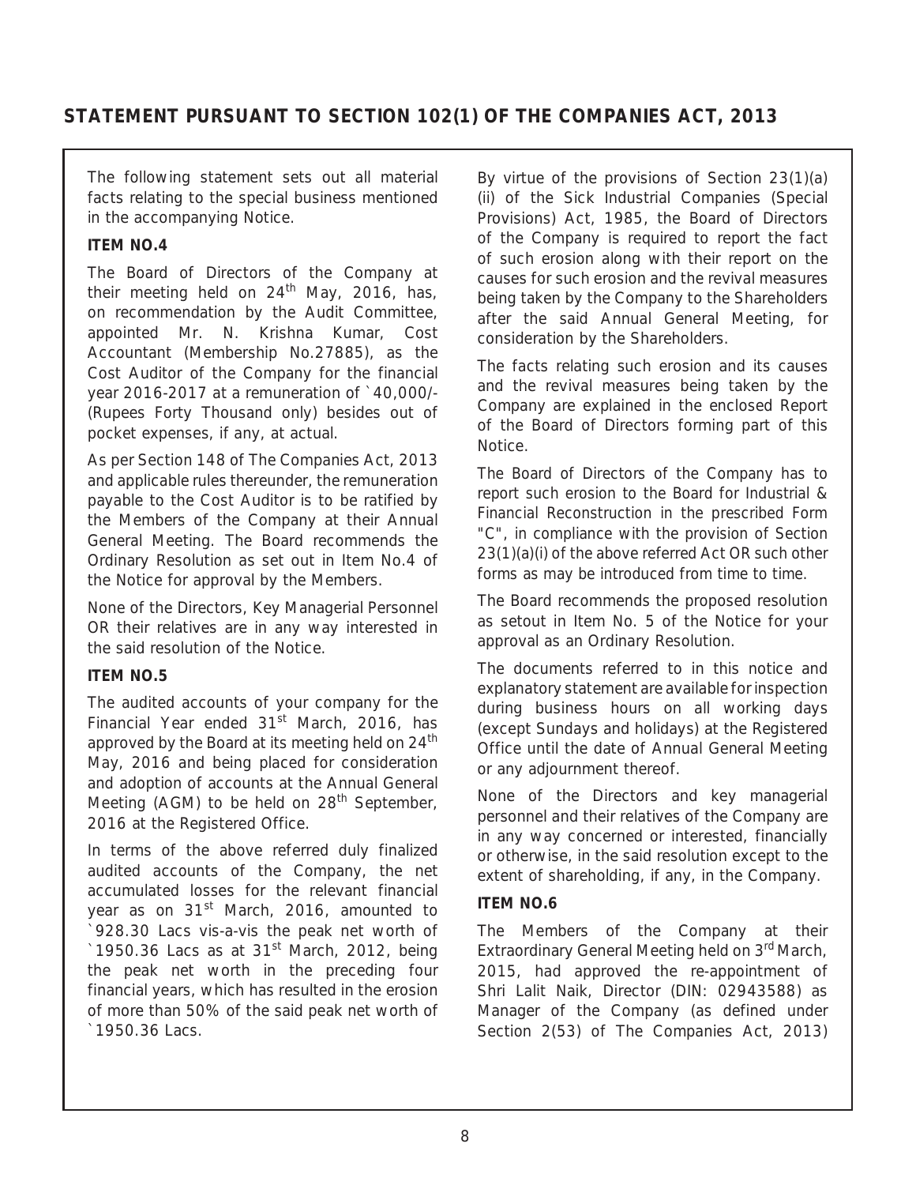## STATEMENT PURSUANT TO SECTION 102(1) OF THE COMPANIES ACT, 2013

The following statement sets out all material facts relating to the special business mentioned in the accompanying Notice.

**ITEM NO.4**

The Board of Directors of the Company at their meeting held on 24th May, 2016, has, on recommendation by the Audit Committee, appointed Mr. N. Krishna Kumar, Cost Accountant (Membership No.27885), as the Cost Auditor of the Company for the financial year 2016-2017 at a remuneration of `40,000/- (Rupees Forty Thousand only) besides out of pocket expenses, if any, at actual.

As per Section 148 of The Companies Act, 2013 and applicable rules thereunder, the remuneration payable to the Cost Auditor is to be ratified by the Members of the Company at their Annual General Meeting. The Board recommends the Ordinary Resolution as set out in Item No.4 of the Notice for approval by the Members.

None of the Directors, Key Managerial Personnel OR their relatives are in any way interested in the said resolution of the Notice.

**ITEM NO.5**

The audited accounts of your company for the Financial Year ended 31st March, 2016, has approved by the Board at its meeting held on 24th May, 2016 and being placed for consideration and adoption of accounts at the Annual General Meeting (AGM) to be held on 28th September, 2016 at the Registered Office.

In terms of the above referred duly finalized audited accounts of the Company, the net accumulated losses for the relevant financial year as on 31st March, 2016, amounted to `928.30 Lacs vis-a-vis the peak net worth of `1950.36 Lacs as at 31st March, 2012, being the peak net worth in the preceding four financial years, which has resulted in the erosion of more than 50% of the said peak net worth of `1950.36 Lacs.

By virtue of the provisions of Section 23(1)(a)(ii) of the Sick Industrial Companies (Special Provisions) Act, 1985, the Board of Directors of the Company is required to report the fact of such erosion along with their report on the causes for such erosion and the revival measures being taken by the Company to the Shareholders after the said Annual General Meeting, for consideration by the Shareholders.

The facts relating such erosion and its causes and the revival measures being taken by the Company are explained in the enclosed Report of the Board of Directors forming part of this Notice.

The Board of Directors of the Company has to report such erosion to the Board for Industrial & Financial Reconstruction in the prescribed Form "C", in compliance with the provision of Section 23(1)(a)(i) of the above referred Act OR such other forms as may be introduced from time to time.

The Board recommends the proposed resolution as setout in Item No. 5 of the Notice for your approval as an Ordinary Resolution.

The documents referred to in this notice and explanatory statement are available for inspection during business hours on all working days (except Sundays and holidays) at the Registered Office until the date of Annual General Meeting or any adjournment thereof.

None of the Directors and key managerial personnel and their relatives of the Company are in any way concerned or interested, financially or otherwise, in the said resolution except to the extent of shareholding, if any, in the Company.

**ITEM NO.6**

The Members of the Company at their Extraordinary General Meeting held on 3rd March, 2015, had approved the re-appointment of Shri Lalit Naik, Director (DIN: 02943588) as Manager of the Company (as defined under Section 2(53) of The Companies Act, 2013)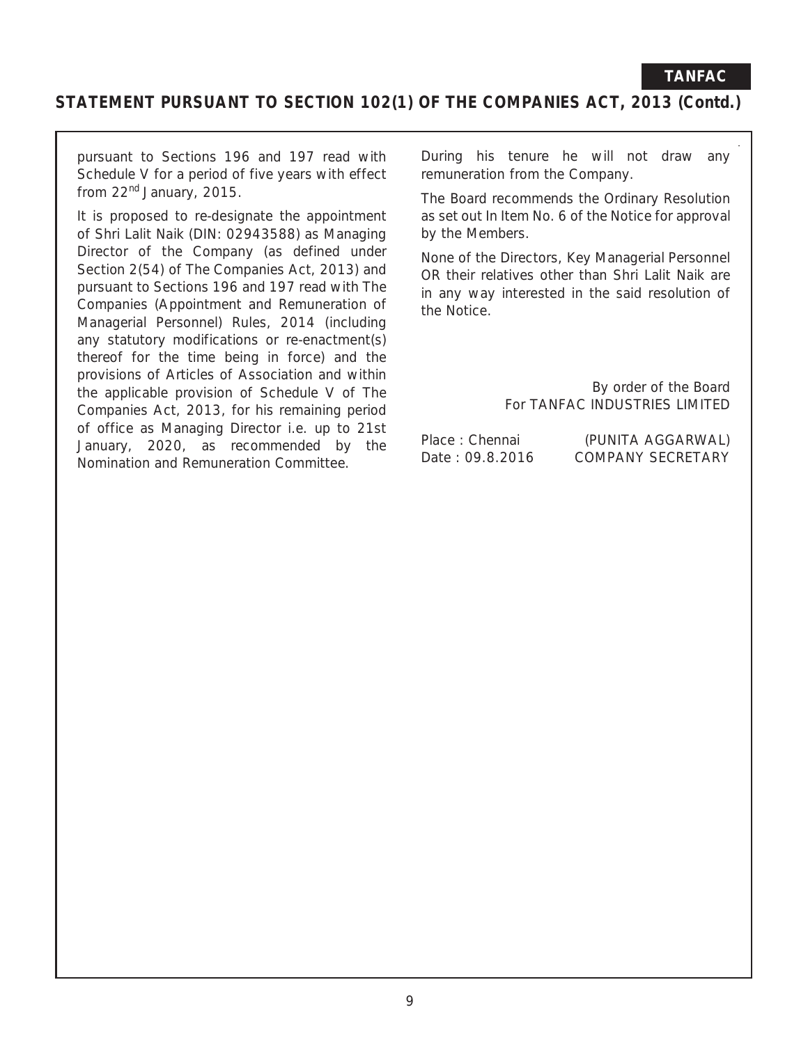## STATEMENT PURSUANT TO SECTION 102(1) OF THE COMPANIES ACT, 2013 (Contd.)

pursuant to Sections 196 and 197 read with Schedule V for a period of five years with effect from 22nd January, 2015.

It is proposed to re-designate the appointment of Shri Lalit Naik (DIN: 02943588) as Managing Director of the Company (as defined under Section 2(54) of The Companies Act, 2013) and pursuant to Sections 196 and 197 read with The Companies (Appointment and Remuneration of Managerial Personnel) Rules, 2014 (including any statutory modifications or re-enactment(s) thereof for the time being in force) and the provisions of Articles of Association and within the applicable provision of Schedule V of The Companies Act, 2013, for his remaining period of office as Managing Director i.e. up to 21st January, 2020, as recommended by the Nomination and Remuneration Committee.

During his tenure he will not draw any remuneration from the Company.

The Board recommends the Ordinary Resolution as set out In Item No. 6 of the Notice for approval by the Members.

None of the Directors, Key Managerial Personnel OR their relatives other than Shri Lalit Naik are in any way interested in the said resolution of the Notice.

By order of the Board
For TANFAC INDUSTRIES LIMITED

Place : Chennai
Date : 09.8.2016

(PUNITA AGGARWAL)
COMPANY SECRETARY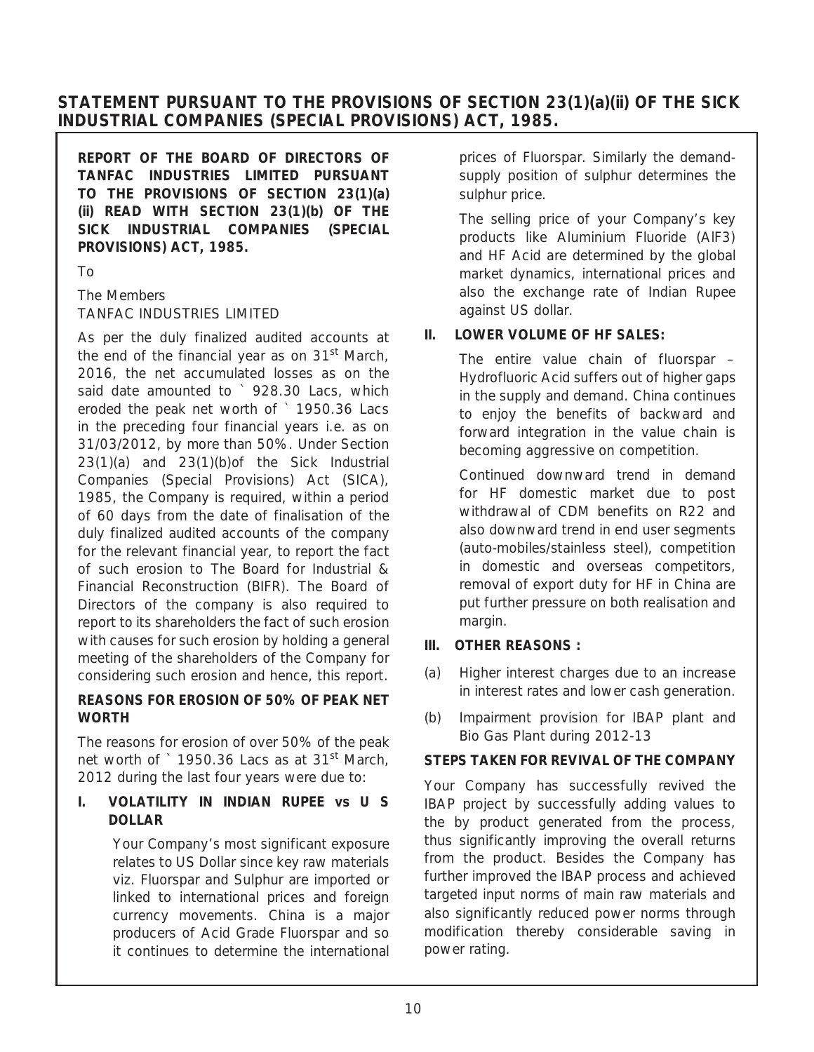## STATEMENT PURSUANT TO THE PROVISIONS OF SECTION 23(1)(a)(ii) OF THE SICK INDUSTRIAL COMPANIES (SPECIAL PROVISIONS) ACT, 1985.

**REPORT OF THE BOARD OF DIRECTORS OF TANFAC INDUSTRIES LIMITED PURSUANT TO THE PROVISIONS OF SECTION 23(1)(a) (ii) READ WITH SECTION 23(1)(b) OF THE SICK INDUSTRIAL COMPANIES (SPECIAL PROVISIONS) ACT, 1985.**

To

The Members
TANFAC INDUSTRIES LIMITED

As per the duly finalized audited accounts at the end of the financial year as on 31st March, 2016, the net accumulated losses as on the said date amounted to ` 928.30 Lacs, which eroded the peak net worth of ` 1950.36 Lacs in the preceding four financial years i.e. as on 31/03/2012, by more than 50%. Under Section 23(1)(a) and 23(1)(b)of the Sick Industrial Companies (Special Provisions) Act (SICA), 1985, the Company is required, within a period of 60 days from the date of finalisation of the duly finalized audited accounts of the company for the relevant financial year, to report the fact of such erosion to The Board for Industrial & Financial Reconstruction (BIFR). The Board of Directors of the company is also required to report to its shareholders the fact of such erosion with causes for such erosion by holding a general meeting of the shareholders of the Company for considering such erosion and hence, this report.

### REASONS FOR EROSION OF 50% OF PEAK NET WORTH

The reasons for erosion of over 50% of the peak net worth of ` 1950.36 Lacs as at 31st March, 2012 during the last four years were due to:

**I. VOLATILITY IN INDIAN RUPEE vs U S DOLLAR**

Your Company's most significant exposure relates to US Dollar since key raw materials viz. Fluorspar and Sulphur are imported or linked to international prices and foreign currency movements. China is a major producers of Acid Grade Fluorspar and so it continues to determine the international prices of Fluorspar. Similarly the demand-supply position of sulphur determines the sulphur price.

The selling price of your Company's key products like Aluminium Fluoride ($AlF_3$) and HF Acid are determined by the global market dynamics, international prices and also the exchange rate of Indian Rupee against US dollar.

**II. LOWER VOLUME OF HF SALES:**

The entire value chain of fluorspar – Hydrofluoric Acid suffers out of higher gaps in the supply and demand. China continues to enjoy the benefits of backward and forward integration in the value chain is becoming aggressive on competition.

Continued downward trend in demand for HF domestic market due to post withdrawal of CDM benefits on R22 and also downward trend in end user segments (auto-mobiles/stainless steel), competition in domestic and overseas competitors, removal of export duty for HF in China are put further pressure on both realisation and margin.

**III. OTHER REASONS :**

(a) Higher interest charges due to an increase in interest rates and lower cash generation.

(b) Impairment provision for IBAP plant and Bio Gas Plant during 2012-13

### STEPS TAKEN FOR REVIVAL OF THE COMPANY

Your Company has successfully revived the IBAP project by successfully adding values to the by product generated from the process, thus significantly improving the overall returns from the product. Besides the Company has further improved the IBAP process and achieved targeted input norms of main raw materials and also significantly reduced power norms through modification thereby considerable saving in power rating.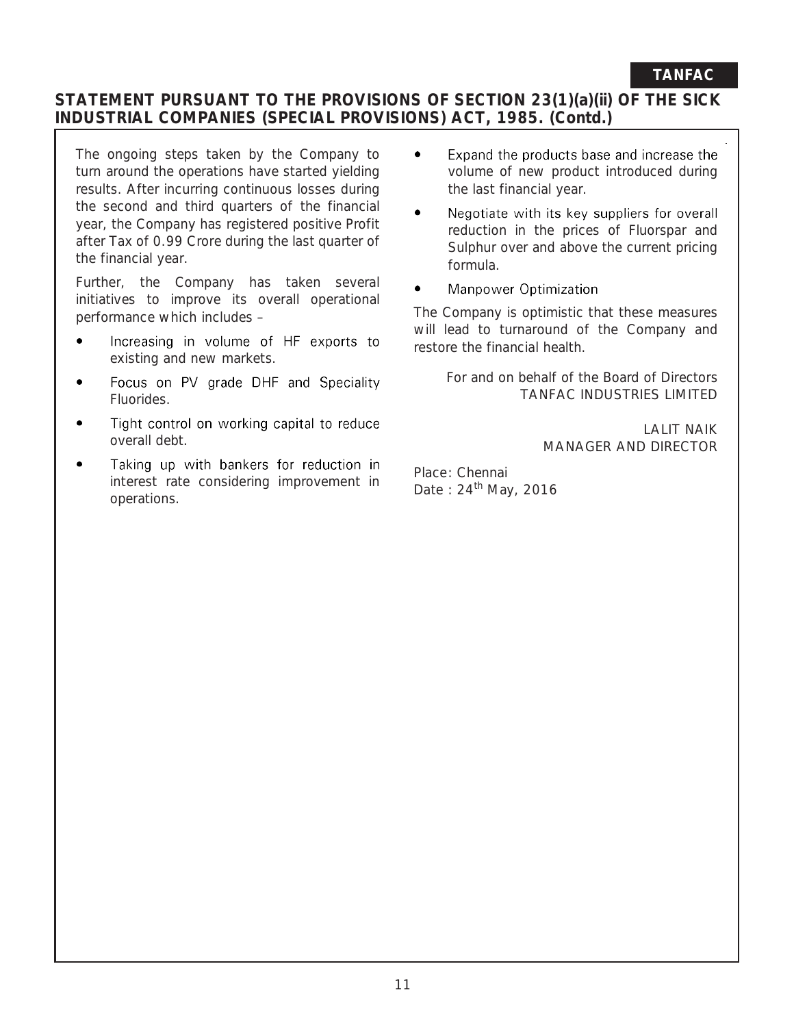## STATEMENT PURSUANT TO THE PROVISIONS OF SECTION 23(1)(a)(ii) OF THE SICK INDUSTRIAL COMPANIES (SPECIAL PROVISIONS) ACT, 1985. (Contd.)

The ongoing steps taken by the Company to turn around the operations have started yielding results. After incurring continuous losses during the second and third quarters of the financial year, the Company has registered positive Profit after Tax of 0.99 Crore during the last quarter of the financial year.

Further, the Company has taken several initiatives to improve its overall operational performance which includes –

- Increasing in volume of HF exports to existing and new markets.
- Focus on PV grade DHF and Speciality Fluorides.
- Tight control on working capital to reduce overall debt.
- Taking up with bankers for reduction in interest rate considering improvement in operations.
- Expand the products base and increase the volume of new product introduced during the last financial year.
- Negotiate with its key suppliers for overall reduction in the prices of Fluorspar and Sulphur over and above the current pricing formula.
- Manpower Optimization

The Company is optimistic that these measures will lead to turnaround of the Company and restore the financial health.

For and on behalf of the Board of Directors
TANFAC INDUSTRIES LIMITED

LALIT NAIK
MANAGER AND DIRECTOR

Place: Chennai
Date : 24th May, 2016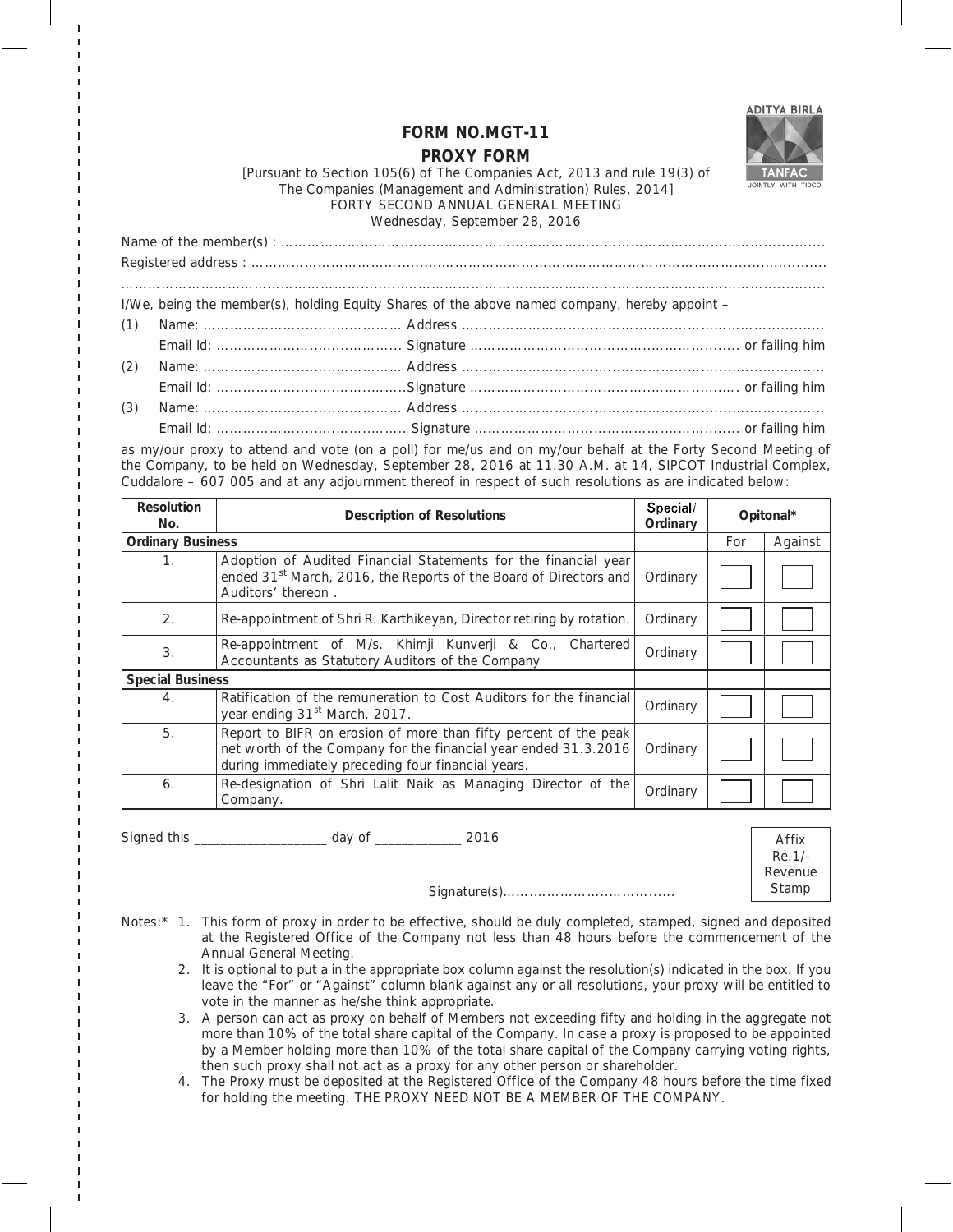ADITYA BIRLA
TANFAC
JOINTLY WITH TIDCO

# FORM NO.MGT-11

## PROXY FORM

[Pursuant to Section 105(6) of The Companies Act, 2013 and rule 19(3) of The Companies (Management and Administration) Rules, 2014]

FORTY SECOND ANNUAL GENERAL MEETING

Wednesday, September 28, 2016

Name of the member(s) : ..........................................................................................................

Registered address : ..........................................................................................................

..........................................................................................................................................

I/We, being the member(s), holding Equity Shares of the above named company, hereby appoint –

(1) Name: ........................................ Address ........................................................................

Email Id: ........................................ Signature .................................................... or failing him

(2) Name: ........................................ Address ........................................................................

Email Id: ........................................Signature .................................................... or failing him

(3) Name: ........................................ Address ........................................................................

Email Id: ........................................ Signature .................................................... or failing him

as my/our proxy to attend and vote (on a poll) for me/us and on my/our behalf at the Forty Second Meeting of the Company, to be held on Wednesday, September 28, 2016 at 11.30 A.M. at 14, SIPCOT Industrial Complex, Cuddalore – 607 005 and at any adjournment thereof in respect of such resolutions as are indicated below:

| Resolution No. | Description of Resolutions | Special/ Ordinary | Opitonal* | |
|---|---|---|---|---|
| **Ordinary Business** | | | For | Against |
| 1. | Adoption of Audited Financial Statements for the financial year ended 31st March, 2016, the Reports of the Board of Directors and Auditors' thereon . | Ordinary | | |
| 2. | Re-appointment of Shri R. Karthikeyan, Director retiring by rotation. | Ordinary | | |
| 3. | Re-appointment of M/s. Khimji Kunverji & Co., Chartered Accountants as Statutory Auditors of the Company | Ordinary | | |
| **Special Business** | | | | |
| 4. | Ratification of the remuneration to Cost Auditors for the financial year ending 31st March, 2017. | Ordinary | | |
| 5. | Report to BIFR on erosion of more than fifty percent of the peak net worth of the Company for the financial year ended 31.3.2016 during immediately preceding four financial years. | Ordinary | | |
| 6. | Re-designation of Shri Lalit Naik as Managing Director of the Company. | Ordinary | | |

Signed this ___________________ day of _____________ 2016

Signature(s)......................................

Affix Re.1/- Revenue Stamp

Notes:* 1. This form of proxy in order to be effective, should be duly completed, stamped, signed and deposited at the Registered Office of the Company not less than 48 hours before the commencement of the Annual General Meeting.

2. It is optional to put a in the appropriate box column against the resolution(s) indicated in the box. If you leave the "For" or "Against" column blank against any or all resolutions, your proxy will be entitled to vote in the manner as he/she think appropriate.

3. A person can act as proxy on behalf of Members not exceeding fifty and holding in the aggregate not more than 10% of the total share capital of the Company. In case a proxy is proposed to be appointed by a Member holding more than 10% of the total share capital of the Company carrying voting rights, then such proxy shall not act as a proxy for any other person or shareholder.

4. The Proxy must be deposited at the Registered Office of the Company 48 hours before the time fixed for holding the meeting. THE PROXY NEED NOT BE A MEMBER OF THE COMPANY.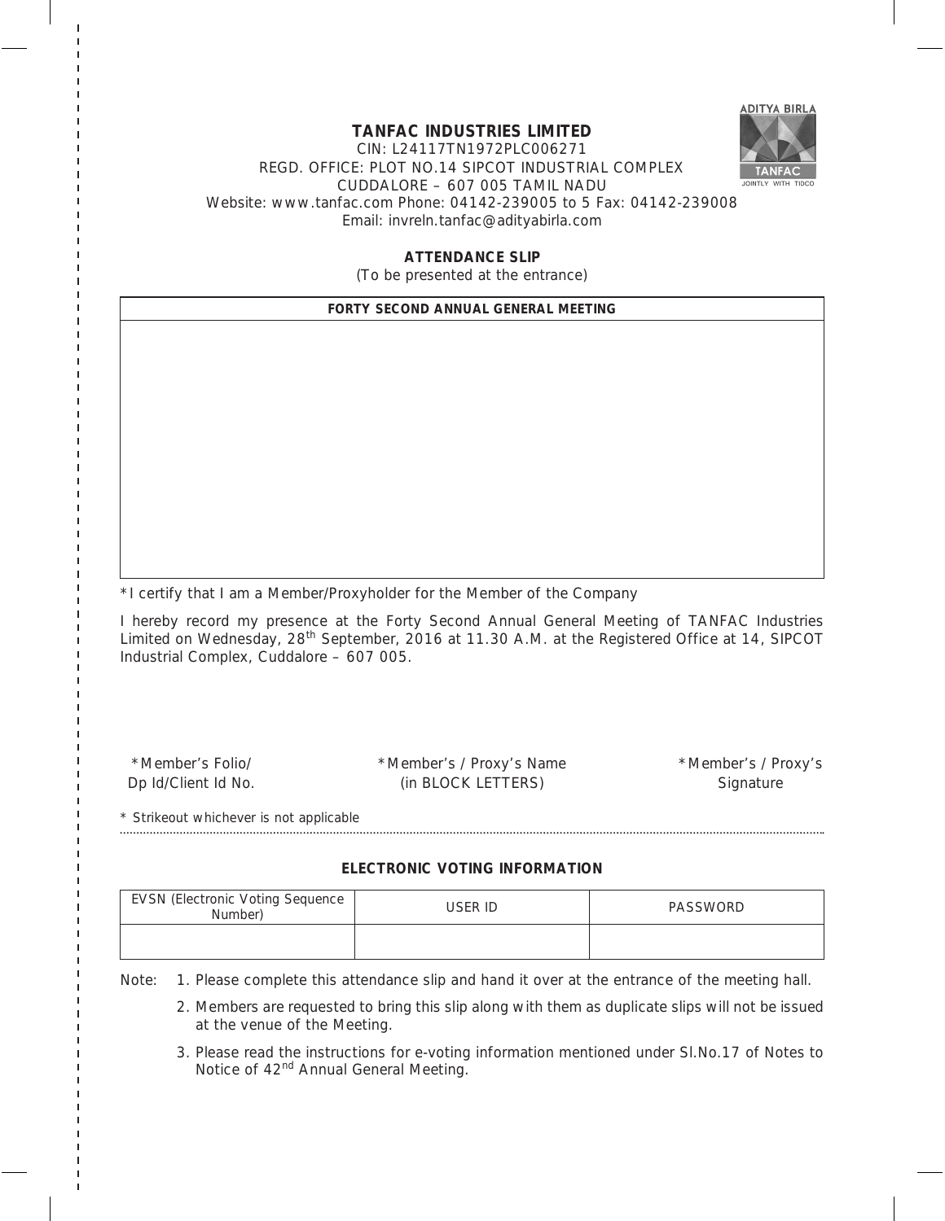**TANFAC INDUSTRIES LIMITED**

CIN: L24117TN1972PLC006271
REGD. OFFICE: PLOT NO.14 SIPCOT INDUSTRIAL COMPLEX
CUDDALORE – 607 005 TAMIL NADU
Website: www.tanfac.com Phone: 04142-239005 to 5 Fax: 04142-239008
Email: invreln.tanfac@adityabirla.com

ADITYA BIRLA
TANFAC
JOINTLY WITH TIDCO

## ATTENDANCE SLIP

(To be presented at the entrance)

| **FORTY SECOND ANNUAL GENERAL MEETING** |
|---|
| |

*I certify that I am a Member/Proxyholder for the Member of the Company

I hereby record my presence at the Forty Second Annual General Meeting of TANFAC Industries Limited on Wednesday, 28th September, 2016 at 11.30 A.M. at the Registered Office at 14, SIPCOT Industrial Complex, Cuddalore – 607 005.

| *Member's Folio/ Dp Id/Client Id No. | *Member's / Proxy's Name (in BLOCK LETTERS) | *Member's / Proxy's Signature |
|---|---|---|

* Strikeout whichever is not applicable

## ELECTRONIC VOTING INFORMATION

| EVSN (Electronic Voting Sequence Number) | USER ID | PASSWORD |
|---|---|---|
| | | |

Note:
1. Please complete this attendance slip and hand it over at the entrance of the meeting hall.
2. Members are requested to bring this slip along with them as duplicate slips will not be issued at the venue of the Meeting.
3. Please read the instructions for e-voting information mentioned under Sl.No.17 of Notes to Notice of 42nd Annual General Meeting.